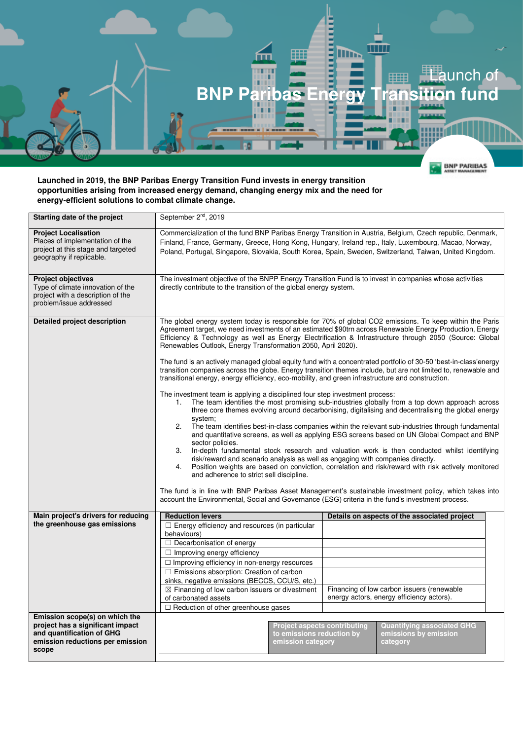# Launch of BNP Paribas Energy Transition fund

**Launched in 2019, the BNP Paribas Energy Transition Fund invests in energy transition opportunities arising from increased energy demand, changing energy mix and the need for energy-efficient solutions to combat climate change.**

| | |
|---|---|
| **Starting date of the project** | September 2nd, 2019 |
| **Project Localisation**<br>Places of implementation of the project at this stage and targeted geography if replicable. | Commercialization of the fund BNP Paribas Energy Transition in Austria, Belgium, Czech republic, Denmark, Finland, France, Germany, Greece, Hong Kong, Hungary, Ireland rep., Italy, Luxembourg, Macao, Norway, Poland, Portugal, Singapore, Slovakia, South Korea, Spain, Sweden, Switzerland, Taiwan, United Kingdom. |
| **Project objectives**<br>Type of climate innovation of the project with a description of the problem/issue addressed | The investment objective of the BNPP Energy Transition Fund is to invest in companies whose activities directly contribute to the transition of the global energy system. |
| **Detailed project description** | The global energy system today is responsible for 70% of global CO2 emissions. To keep within the Paris Agreement target, we need investments of an estimated $90trn across Renewable Energy Production, Energy Efficiency & Technology as well as Energy Electrification & Infrastructure through 2050 (Source: Global Renewables Outlook, Energy Transformation 2050, April 2020).<br><br>The fund is an actively managed global equity fund with a concentrated portfolio of 30-50 'best-in-class'energy transition companies across the globe. Energy transition themes include, but are not limited to, renewable and transitional energy, energy efficiency, eco-mobility, and green infrastructure and construction.<br><br>The investment team is applying a disciplined four step investment process:<br>1. The team identifies the most promising sub-industries globally from a top down approach across three core themes evolving around decarbonising, digitalising and decentralising the global energy system;<br>2. The team identifies best-in-class companies within the relevant sub-industries through fundamental and quantitative screens, as well as applying ESG screens based on UN Global Compact and BNP sector policies.<br>3. In-depth fundamental stock research and valuation work is then conducted whilst identifying risk/reward and scenario analysis as well as engaging with companies directly.<br>4. Position weights are based on conviction, correlation and risk/reward with risk actively monitored and adherence to strict sell discipline.<br><br>The fund is in line with BNP Paribas Asset Management's sustainable investment policy, which takes into account the Environmental, Social and Governance (ESG) criteria in the fund's investment process. |
| **Main project's drivers for reducing the greenhouse gas emissions** | **Reduction levers** / **Details on aspects of the associated project**<br>☐ Energy efficiency and resources (in particular behaviours)<br>☐ Decarbonisation of energy<br>☐ Improving energy efficiency<br>☐ Improving efficiency in non-energy resources<br>☐ Emissions absorption: Creation of carbon sinks, negative emissions (BECCS, CCU/S, etc.)<br>☒ Financing of low carbon issuers or divestment of carbonated assets — Financing of low carbon issuers (renewable energy actors, energy efficiency actors).<br>☐ Reduction of other greenhouse gases |
| **Emission scope(s) on which the project has a significant impact and quantification of GHG emission reductions per emission scope** | **Project aspects contributing to emissions reduction by emission category** / **Quantifying associated GHG emissions by emission category** |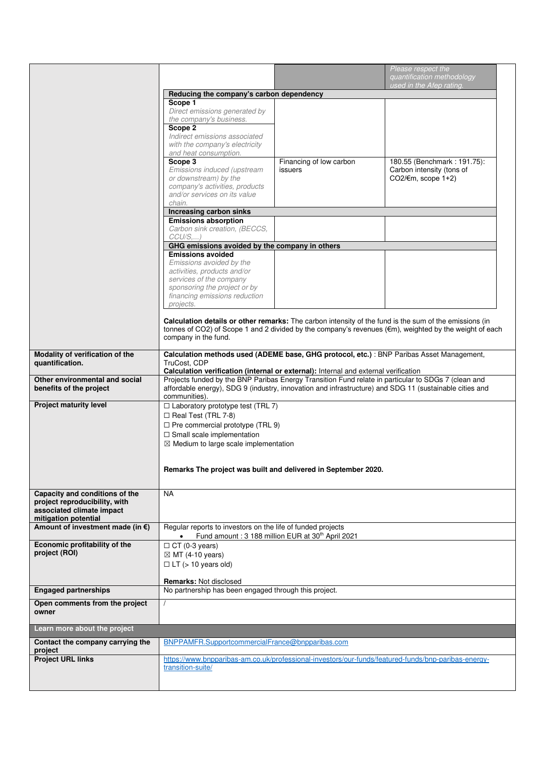| | | | |
|---|---|---|---|
| | | | *Please respect the quantification methodology used in the Afep rating.* |
| | **Reducing the company's carbon dependency** | | |
| | **Scope 1** *Direct emissions generated by the company's business.* | | |
| | **Scope 2** *Indirect emissions associated with the company's electricity and heat consumption.* | | |
| | **Scope 3** *Emissions induced (upstream or downstream) by the company's activities, products and/or services on its value chain.* | Financing of low carbon issuers | 180.55 (Benchmark : 191.75): Carbon intensity (tons of $CO_2$/€m, scope 1+2) |
| | **Increasing carbon sinks** | | |
| | **Emissions absorption** *Carbon sink creation, (BECCS, CCU/S,...)* | | |
| | **GHG emissions avoided by the company in others** | | |
| | **Emissions avoided** *Emissions avoided by the activities, products and/or services of the company sponsoring the project or by financing emissions reduction projects.* | | |
| | **Calculation details or other remarks:** The carbon intensity of the fund is the sum of the emissions (in tonnes of $CO_2$) of Scope 1 and 2 divided by the company's revenues (€m), weighted by the weight of each company in the fund. | | |

| | |
|---|---|
| **Modality of verification of the quantification.** | **Calculation methods used (ADEME base, GHG protocol, etc.)** : BNP Paribas Asset Management, TruCost, CDP<br>**Calculation verification (internal or external):** Internal and external verification |
| **Other environmental and social benefits of the project** | Projects funded by the BNP Paribas Energy Transition Fund relate in particular to SDGs 7 (clean and affordable energy), SDG 9 (industry, innovation and infrastructure) and SDG 11 (sustainable cities and communities). |
| **Project maturity level** | ☐ Laboratory prototype test (TRL 7)<br>☐ Real Test (TRL 7-8)<br>☐ Pre commercial prototype (TRL 9)<br>☐ Small scale implementation<br>☒ Medium to large scale implementation<br><br>**Remarks The project was built and delivered in September 2020.** |
| **Capacity and conditions of the project reproducibility, with associated climate impact mitigation potential** | NA |
| **Amount of investment made (in €)** | Regular reports to investors on the life of funded projects<br>• Fund amount : 3 188 million EUR at 30th April 2021 |
| **Economic profitability of the project (ROI)** | ☐ CT (0-3 years)<br>☒ MT (4-10 years)<br>☐ LT (> 10 years old)<br><br>**Remarks:** Not disclosed |
| **Engaged partnerships** | No partnership has been engaged through this project. |
| **Open comments from the project owner** | / |
| **Learn more about the project** | |
| **Contact the company carrying the project** | BNPPAMFR.SupportcommercialFrance@bnpparibas.com |
| **Project URL links** | https://www.bnpparibas-am.co.uk/professional-investors/our-funds/featured-funds/bnp-paribas-energy-transition-suite/ |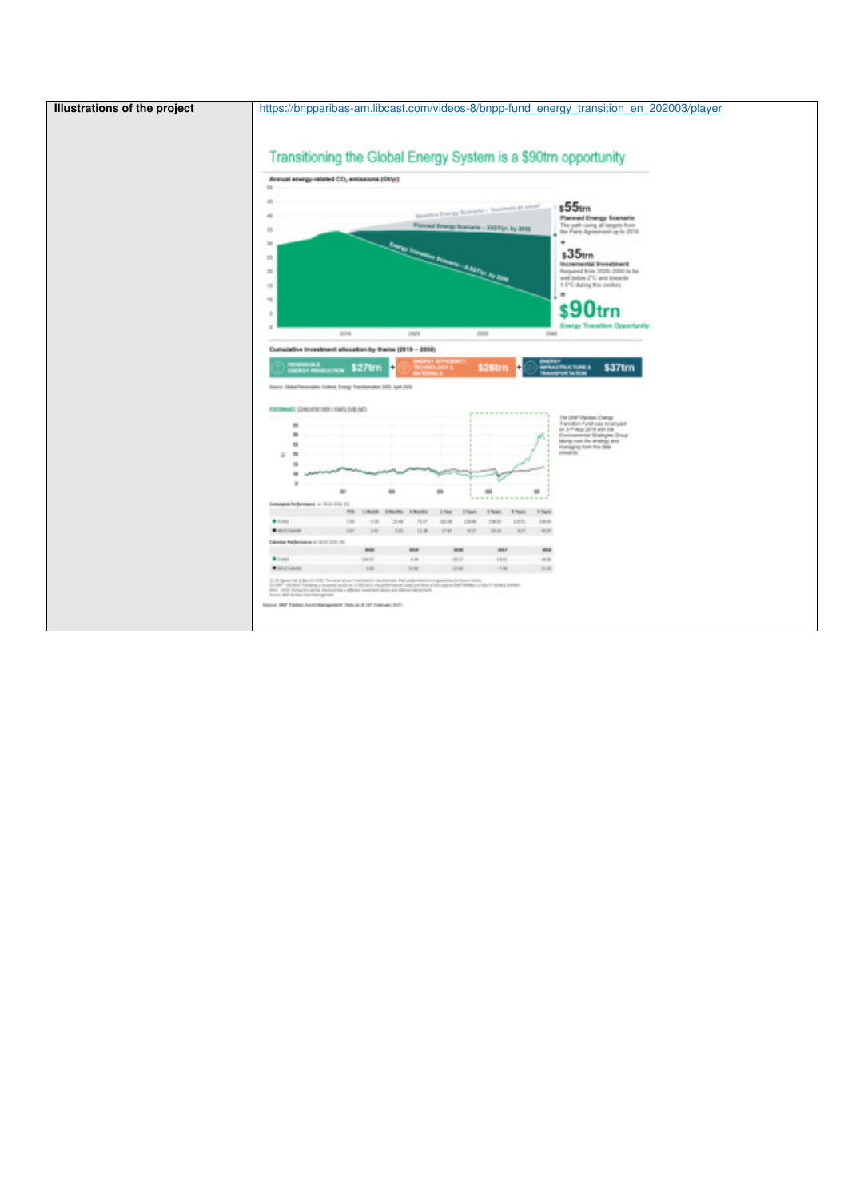| | |
|---|---|
| **Illustrations of the project** | https://bnpparibas-am.libcast.com/videos-8/bnpp-fund_energy_transition_en_202003/player |

Transitioning the Global Energy System is a $90trn opportunity

Annual energy-related $CO_2$ emissions (Gt/yr)

Baseline Energy Scenario – "business as usual"

Planned Energy Scenario – 33Gt/yr. by 2050

Energy Transition Scenario – 9.8Gt/yr. by 2050

$55trn
Planned Energy Scenario
The path using all targets from the Paris Agreement up to 2019

+

$35trn
Incremental Investment
Required from 2020–2050 to be well below 2°C and towards 1.5°C during this century

=

$90trn
Energy Transition Opportunity

Cumulative Investment allocation by theme (2019 – 2050)

RENEWABLE ENERGY PRODUCTION $27trn + ENERGY EFFICIENCY, TECHNOLOGY & MATERIALS $26trn + ENERGY INFRASTRUCTURE & TRANSPORTATION $37trn

Source: Global Renewables Outlook: Energy Transformation 2050, April 2020

PERFORMANCE (CUMULATIVE OVER 5 YEARS) (EUR) (NET)

The BNP Paribas Energy Transition Fund was revamped on 17th Aug 2019 with the Environmental Strategies Group taking over the strategy and managing from this date onwards.

Source: BNP Paribas Asset Management. Data as at 26th February 2021.